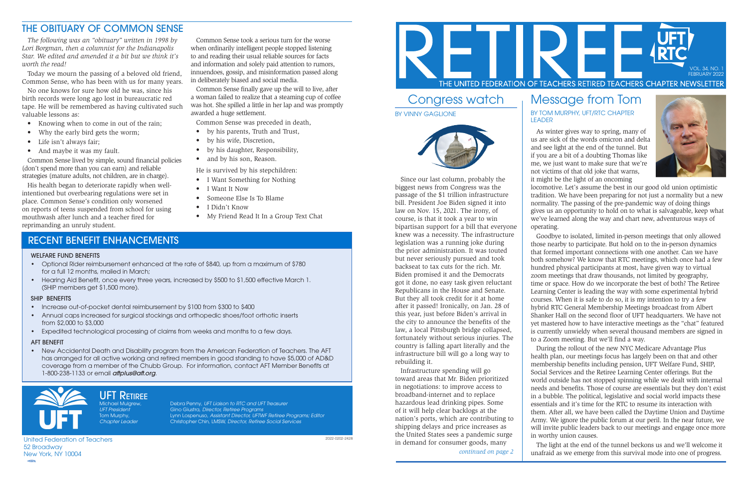# RETIREE

THE UNITED FEDERATION OF TEACHERS RETIRED TEACHERS CHAPTER NEWSLETTER

VOL. 34, NO. 1
FEBRUARY 2022

## Congress watch

BY VINNY GAGLIONE

Since our last column, probably the biggest news from Congress was the passage of the $1 trillion infrastructure bill. President Joe Biden signed it into law on Nov. 15, 2021. The irony, of course, is that it took a year to win bipartisan support for a bill that everyone knew was a necessity. The infrastructure legislation was a running joke during the prior administration. It was touted but never seriously pursued and took backseat to tax cuts for the rich. Mr. Biden promised it and the Democrats got it done, no easy task given reluctant Republicans in the House and Senate. But they all took credit for it at home after it passed! Ironically, on Jan. 28 of this year, just before Biden's arrival in the city to announce the benefits of the law, a local Pittsburgh bridge collapsed, fortunately without serious injuries. The country is falling apart literally and the infrastructure bill will go a long way to rebuilding it.

Infrastructure spending will go toward areas that Mr. Biden prioritized in negotiations: to improve access to broadband-internet and to replace hazardous lead drinking pipes. Some of it will help clear backlogs at the nation's ports, which are contributing to shipping delays and price increases as the United States sees a pandemic surge in demand for consumer goods, many

*continued on page 2*

## Message from Tom

BY TOM MURPHY, UFT/RTC CHAPTER LEADER

As winter gives way to spring, many of us are sick of the words omicron and delta and see light at the end of the tunnel. But if you are a bit of a doubting Thomas like me, we just want to make sure that we're not victims of that old joke that warns, it might be the light of an oncoming locomotive. Let's assume the best in our good old union optimistic tradition. We have been preparing for not just a normality but a new normality. The passing of the pre-pandemic way of doing things gives us an opportunity to hold on to what is salvageable, keep what we've learned along the way and chart new, adventurous ways of operating.

Goodbye to isolated, limited in-person meetings that only allowed those nearby to participate. But hold on to the in-person dynamics that formed important connections with one another. Can we have both somehow? We know that RTC meetings, which once had a few hundred physical participants at most, have given way to virtual zoom meetings that draw thousands, not limited by geography, time or space. How do we incorporate the best of both? The Retiree Learning Center is leading the way with some experimental hybrid courses. When it is safe to do so, it is my intention to try a few hybrid RTC General Membership Meetings broadcast from Albert Shanker Hall on the second floor of UFT headquarters. We have not yet mastered how to have interactive meetings as the "chat" featured is currently unwieldy when several thousand members are signed in to a Zoom meeting. But we'll find a way.

During the rollout of the new NYC Medicare Advantage Plus health plan, our meetings focus has largely been on that and other membership benefits including pension, UFT Welfare Fund, SHIP, Social Services and the Retiree Learning Center offerings. But the world outside has not stopped spinning while we dealt with internal needs and benefits. Those of course are essentials but they don't exist in a bubble. The political, legislative and social world impacts these essentials and it's time for the RTC to resume its interaction with them. After all, we have been called the Daytime Union and Daytime Army. We ignore the public forum at our peril. In the near future, we will invite public leaders back to our meetings and engage once more in worthy union causes.

The light at the end of the tunnel beckons us and we'll welcome it unafraid as we emerge from this survival mode into one of progress.

## THE OBITUARY OF COMMON SENSE

*The following was an "obituary" written in 1998 by Lori Borgman, then a columnist for the Indianapolis Star. We edited and amended it a bit but we think it's worth the read!*

Today we mourn the passing of a beloved old friend, Common Sense, who has been with us for many years.

No one knows for sure how old he was, since his birth records were long ago lost in bureaucratic red tape. He will be remembered as having cultivated such valuable lessons as:

- Knowing when to come in out of the rain;
- Why the early bird gets the worm;
- Life isn't always fair;
- And maybe it was my fault.

Common Sense lived by simple, sound financial policies (don't spend more than you can earn) and reliable strategies (mature adults, not children, are in charge).

His health began to deteriorate rapidly when well-intentioned but overbearing regulations were set in place. Common Sense's condition only worsened on reports of teens suspended from school for using mouthwash after lunch and a teacher fired for reprimanding an unruly student.

Common Sense took a serious turn for the worse when ordinarily intelligent people stopped listening to and reading their usual reliable sources for facts and information and solely paid attention to rumors, innuendoes, gossip, and misinformation passed along in deliberately biased and social media.

Common Sense finally gave up the will to live, after a woman failed to realize that a steaming cup of coffee was hot. She spilled a little in her lap and was promptly awarded a huge settlement.

Common Sense was preceded in death,

- by his parents, Truth and Trust,
- by his wife, Discretion,
- by his daughter, Responsibility,
- and by his son, Reason.

He is survived by his stepchildren:

- I Want Something for Nothing
- I Want It Now
- Someone Else Is To Blame
- I Didn't Know
- My Friend Read It In a Group Text Chat

## RECENT BENEFIT ENHANCEMENTS

### WELFARE FUND BENEFITS

- Optional Rider reimbursement enhanced at the rate of $840, up from a maximum of $780 for a full 12 months, mailed in March;
- Hearing Aid Benefit, once every three years, increased by $500 to $1,500 effective March 1. (SHIP members get $1,500 more).

### SHIP BENEFITS

- Increase out-of-pocket dental reimbursement by $100 from $300 to $400
- Annual caps increased for surgical stockings and orthopedic shoes/foot orthotic inserts from $2,000 to $3,000
- Expedited technological processing of claims from weeks and months to a few days.

### AFT BENEFIT

- New Accidental Death and Disability program from the American Federation of Teachers. The AFT has arranged for all active working and retired members in good standing to have $5,000 of AD&D coverage from a member of the Chubb Group. For information, contact AFT Member Benefits at 1-800-238-1133 or email *aftplus@aft.org*.

**UFT RETIREE**

Michael Mulgrew, *UFT President*
Tom Murphy, *Chapter Leader*

Debra Penny, *UFT Liaison to RTC and UFT Treasurer*
Gino Giustra, *Director, Retiree Programs*
Lynn Lospenuso, *Assistant Director, UFTWF Retiree Programs; Editor*
Christopher Chin, LMSW, *Director, Retiree Social Services*

United Federation of Teachers
52 Broadway
New York, NY 10004

2022-0202-2428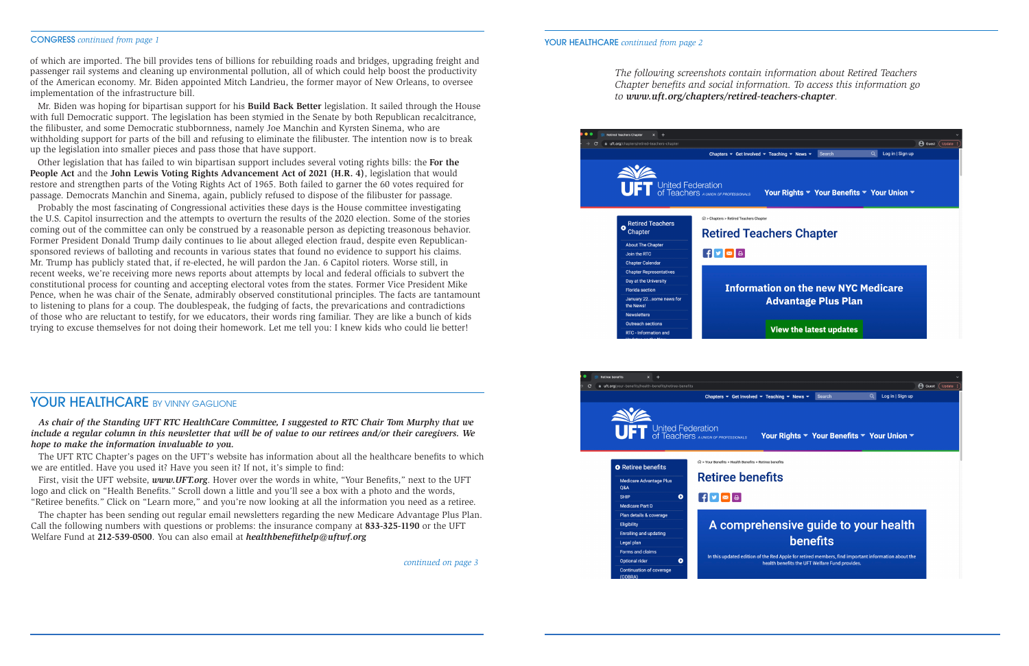CONGRESS *continued from page 1*

of which are imported. The bill provides tens of billions for rebuilding roads and bridges, upgrading freight and passenger rail systems and cleaning up environmental pollution, all of which could help boost the productivity of the American economy. Mr. Biden appointed Mitch Landrieu, the former mayor of New Orleans, to oversee implementation of the infrastructure bill.

Mr. Biden was hoping for bipartisan support for his **Build Back Better** legislation. It sailed through the House with full Democratic support. The legislation has been stymied in the Senate by both Republican recalcitrance, the filibuster, and some Democratic stubbornness, namely Joe Manchin and Kyrsten Sinema, who are withholding support for parts of the bill and refusing to eliminate the filibuster. The intention now is to break up the legislation into smaller pieces and pass those that have support.

Other legislation that has failed to win bipartisan support includes several voting rights bills: the **For the People Act** and the **John Lewis Voting Rights Advancement Act of 2021 (H.R. 4)**, legislation that would restore and strengthen parts of the Voting Rights Act of 1965. Both failed to garner the 60 votes required for passage. Democrats Manchin and Sinema, again, publicly refused to dispose of the filibuster for passage.

Probably the most fascinating of Congressional activities these days is the House committee investigating the U.S. Capitol insurrection and the attempts to overturn the results of the 2020 election. Some of the stories coming out of the committee can only be construed by a reasonable person as depicting treasonous behavior. Former President Donald Trump daily continues to lie about alleged election fraud, despite even Republican-sponsored reviews of balloting and recounts in various states that found no evidence to support his claims. Mr. Trump has publicly stated that, if re-elected, he will pardon the Jan. 6 Capitol rioters. Worse still, in recent weeks, we're receiving more news reports about attempts by local and federal officials to subvert the constitutional process for counting and accepting electoral votes from the states. Former Vice President Mike Pence, when he was chair of the Senate, admirably observed constitutional principles. The facts are tantamount to listening to plans for a coup. The doublespeak, the fudging of facts, the prevarications and contradictions of those who are reluctant to testify, for we educators, their words ring familiar. They are like a bunch of kids trying to excuse themselves for not doing their homework. Let me tell you: I knew kids who could lie better!

## YOUR HEALTHCARE BY VINNY GAGLIONE

***As chair of the Standing UFT RTC HealthCare Committee, I suggested to RTC Chair Tom Murphy that we include a regular column in this newsletter that will be of value to our retirees and/or their caregivers. We hope to make the information invaluable to you.***

The UFT RTC Chapter's pages on the UFT's website has information about all the healthcare benefits to which we are entitled. Have you used it? Have you seen it? If not, it's simple to find:

First, visit the UFT website, ***www.UFT.org***. Hover over the words in white, "Your Benefits," next to the UFT logo and click on "Health Benefits." Scroll down a little and you'll see a box with a photo and the words, "Retiree benefits." Click on "Learn more," and you're now looking at all the information you need as a retiree.

The chapter has been sending out regular email newsletters regarding the new Medicare Advantage Plus Plan. Call the following numbers with questions or problems: the insurance company at **833-325-1190** or the UFT Welfare Fund at **212-539-0500**. You can also email at ***healthbenefithelp@uftwf.org***

*continued on page 3*

YOUR HEALTHCARE *continued from page 2*

*The following screenshots contain information about Retired Teachers Chapter benefits and social information. To access this information go to* ***www.uft.org/chapters/retired-teachers-chapter****.*

UFT United Federation of Teachers A UNION OF PROFESSIONALS

Chapters · Get Involved · Teaching · News · Search · Log in | Sign up

Your Rights · Your Benefits · Your Union

Retired Teachers Chapter

- About The Chapter
- Join the RTC
- Chapter Calendar
- Chapter Representatives
- Day at the University
- Florida section
- January 22...some news for the News!
- Newsletters
- Outreach sections
- RTC - Information and

Information on the new NYC Medicare Advantage Plus Plan

View the latest updates

UFT United Federation of Teachers A UNION OF PROFESSIONALS

Chapters · Get Involved · Teaching · News · Search · Log in | Sign up

Your Rights · Your Benefits · Your Union

Retiree benefits

- Medicare Advantage Plus Q&A
- SHIP
- Medicare Part D
- Plan details & coverage
- Eligibility
- Enrolling and updating
- Legal plan
- Forms and claims
- Optional rider
- Continuation of coverage (COBRA)

A comprehensive guide to your health benefits

In this updated edition of the Red Apple for retired members, find important information about the health benefits the UFT Welfare Fund provides.